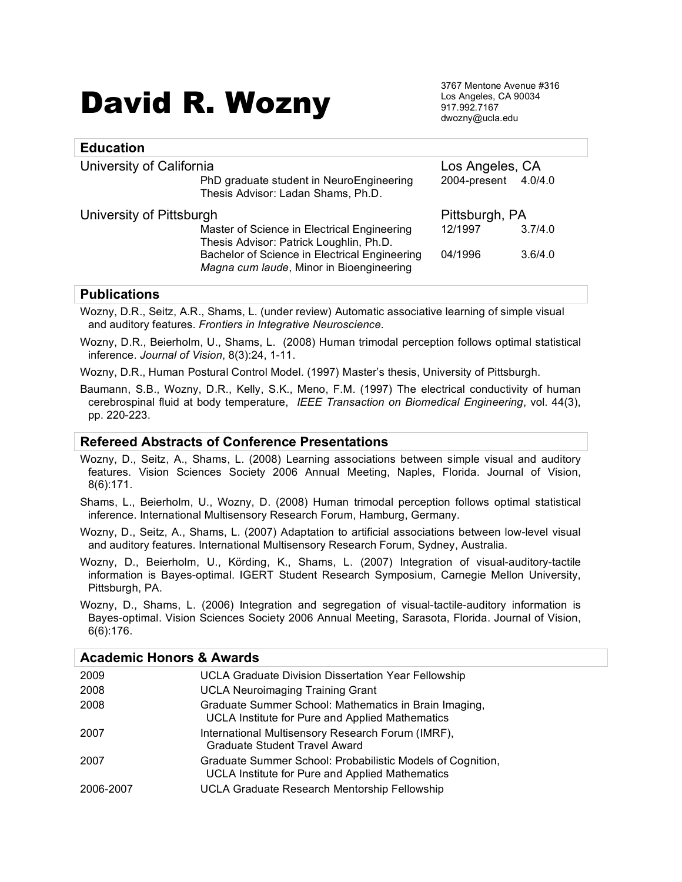# David R. Wozny

3767 Mentone Avenue #316
Los Angeles, CA 90034
917.992.7167
dwozny@ucla.edu

## Education

**University of California** — Los Angeles, CA

| | | |
|---|---|---|
| PhD graduate student in NeuroEngineering<br>Thesis Advisor: Ladan Shams, Ph.D. | 2004-present | 4.0/4.0 |

**University of Pittsburgh** — Pittsburgh, PA

| | | |
|---|---|---|
| Master of Science in Electrical Engineering<br>Thesis Advisor: Patrick Loughlin, Ph.D. | 12/1997 | 3.7/4.0 |
| Bachelor of Science in Electrical Engineering<br>*Magna cum laude*, Minor in Bioengineering | 04/1996 | 3.6/4.0 |

## Publications

Wozny, D.R., Seitz, A.R., Shams, L. (under review) Automatic associative learning of simple visual and auditory features. *Frontiers in Integrative Neuroscience*.

Wozny, D.R., Beierholm, U., Shams, L. (2008) Human trimodal perception follows optimal statistical inference. *Journal of Vision*, 8(3):24, 1-11.

Wozny, D.R., Human Postural Control Model. (1997) Master's thesis, University of Pittsburgh.

Baumann, S.B., Wozny, D.R., Kelly, S.K., Meno, F.M. (1997) The electrical conductivity of human cerebrospinal fluid at body temperature, *IEEE Transaction on Biomedical Engineering*, vol. 44(3), pp. 220-223.

## Refereed Abstracts of Conference Presentations

Wozny, D., Seitz, A., Shams, L. (2008) Learning associations between simple visual and auditory features. Vision Sciences Society 2006 Annual Meeting, Naples, Florida. Journal of Vision, 8(6):171.

Shams, L., Beierholm, U., Wozny, D. (2008) Human trimodal perception follows optimal statistical inference. International Multisensory Research Forum, Hamburg, Germany.

Wozny, D., Seitz, A., Shams, L. (2007) Adaptation to artificial associations between low-level visual and auditory features. International Multisensory Research Forum, Sydney, Australia.

Wozny, D., Beierholm, U., Körding, K., Shams, L. (2007) Integration of visual-auditory-tactile information is Bayes-optimal. IGERT Student Research Symposium, Carnegie Mellon University, Pittsburgh, PA.

Wozny, D., Shams, L. (2006) Integration and segregation of visual-tactile-auditory information is Bayes-optimal. Vision Sciences Society 2006 Annual Meeting, Sarasota, Florida. Journal of Vision, 6(6):176.

## Academic Honors & Awards

| | |
|---|---|
| 2009 | UCLA Graduate Division Dissertation Year Fellowship |
| 2008 | UCLA Neuroimaging Training Grant |
| 2008 | Graduate Summer School: Mathematics in Brain Imaging, UCLA Institute for Pure and Applied Mathematics |
| 2007 | International Multisensory Research Forum (IMRF), Graduate Student Travel Award |
| 2007 | Graduate Summer School: Probabilistic Models of Cognition, UCLA Institute for Pure and Applied Mathematics |
| 2006-2007 | UCLA Graduate Research Mentorship Fellowship |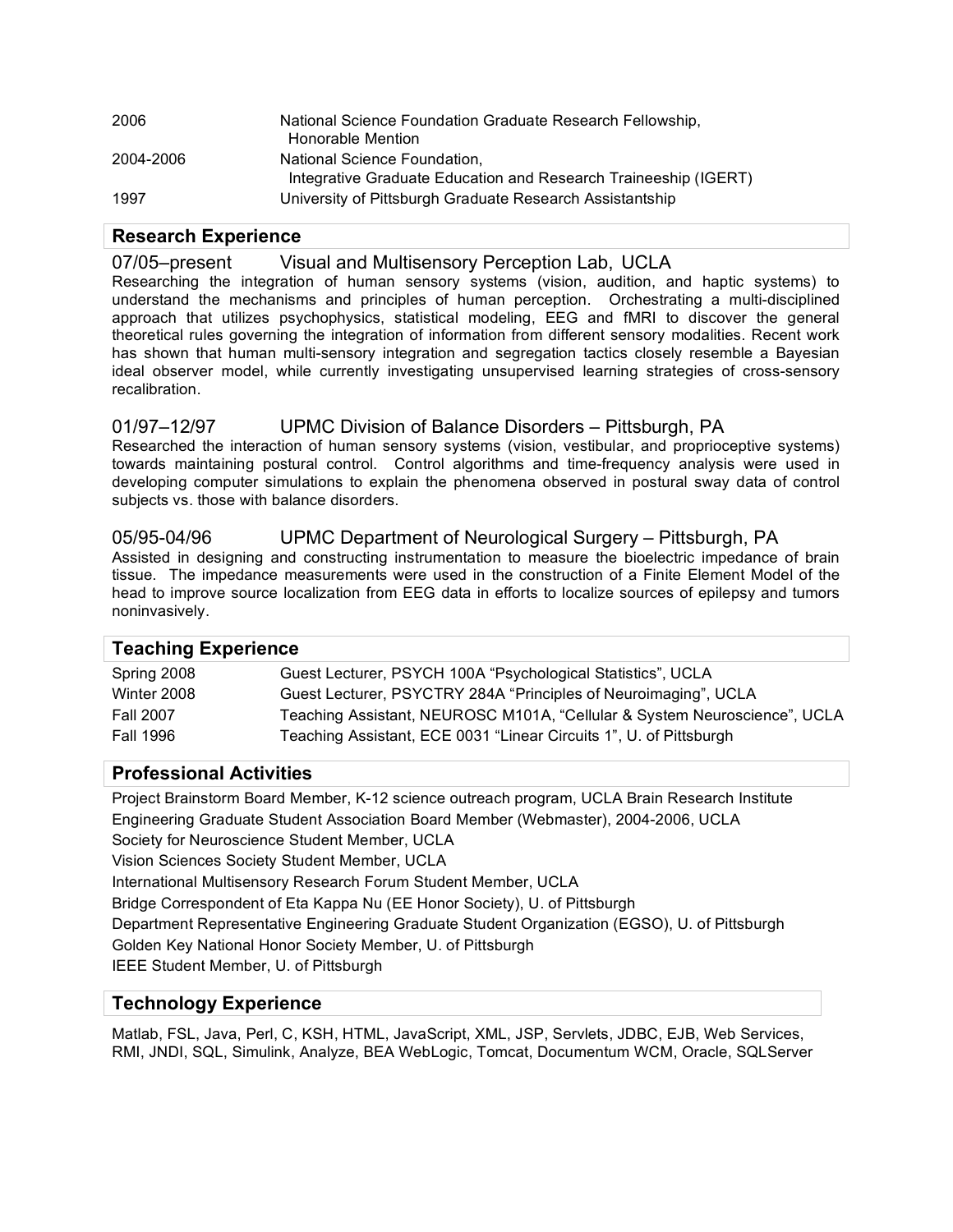| | |
|---|---|
| 2006 | National Science Foundation Graduate Research Fellowship, Honorable Mention |
| 2004-2006 | National Science Foundation, Integrative Graduate Education and Research Traineeship (IGERT) |
| 1997 | University of Pittsburgh Graduate Research Assistantship |

## Research Experience

### 07/05–present Visual and Multisensory Perception Lab, UCLA

Researching the integration of human sensory systems (vision, audition, and haptic systems) to understand the mechanisms and principles of human perception. Orchestrating a multi-disciplined approach that utilizes psychophysics, statistical modeling, EEG and fMRI to discover the general theoretical rules governing the integration of information from different sensory modalities. Recent work has shown that human multi-sensory integration and segregation tactics closely resemble a Bayesian ideal observer model, while currently investigating unsupervised learning strategies of cross-sensory recalibration.

### 01/97–12/97 UPMC Division of Balance Disorders – Pittsburgh, PA

Researched the interaction of human sensory systems (vision, vestibular, and proprioceptive systems) towards maintaining postural control. Control algorithms and time-frequency analysis were used in developing computer simulations to explain the phenomena observed in postural sway data of control subjects vs. those with balance disorders.

### 05/95-04/96 UPMC Department of Neurological Surgery – Pittsburgh, PA

Assisted in designing and constructing instrumentation to measure the bioelectric impedance of brain tissue. The impedance measurements were used in the construction of a Finite Element Model of the head to improve source localization from EEG data in efforts to localize sources of epilepsy and tumors noninvasively.

## Teaching Experience

| | |
|---|---|
| Spring 2008 | Guest Lecturer, PSYCH 100A “Psychological Statistics”, UCLA |
| Winter 2008 | Guest Lecturer, PSYCTRY 284A “Principles of Neuroimaging”, UCLA |
| Fall 2007 | Teaching Assistant, NEUROSC M101A, “Cellular & System Neuroscience”, UCLA |
| Fall 1996 | Teaching Assistant, ECE 0031 “Linear Circuits 1”, U. of Pittsburgh |

## Professional Activities

Project Brainstorm Board Member, K-12 science outreach program, UCLA Brain Research Institute

Engineering Graduate Student Association Board Member (Webmaster), 2004-2006, UCLA

Society for Neuroscience Student Member, UCLA

Vision Sciences Society Student Member, UCLA

International Multisensory Research Forum Student Member, UCLA

Bridge Correspondent of Eta Kappa Nu (EE Honor Society), U. of Pittsburgh

Department Representative Engineering Graduate Student Organization (EGSO), U. of Pittsburgh

Golden Key National Honor Society Member, U. of Pittsburgh

IEEE Student Member, U. of Pittsburgh

## Technology Experience

Matlab, FSL, Java, Perl, C, KSH, HTML, JavaScript, XML, JSP, Servlets, JDBC, EJB, Web Services, RMI, JNDI, SQL, Simulink, Analyze, BEA WebLogic, Tomcat, Documentum WCM, Oracle, SQLServer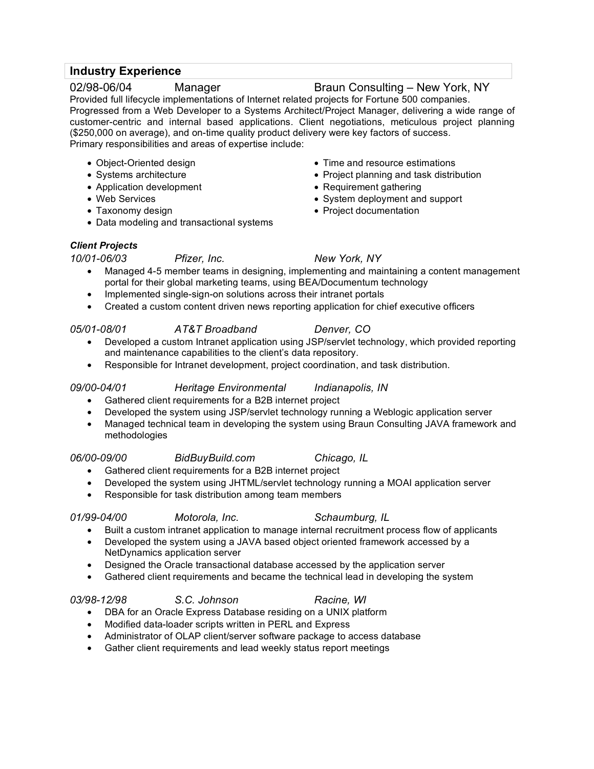## Industry Experience

**02/98-06/04 Manager Braun Consulting – New York, NY**

Provided full lifecycle implementations of Internet related projects for Fortune 500 companies. Progressed from a Web Developer to a Systems Architect/Project Manager, delivering a wide range of customer-centric and internal based applications. Client negotiations, meticulous project planning ($250,000 on average), and on-time quality product delivery were key factors of success.
Primary responsibilities and areas of expertise include:

- Object-Oriented design
- Systems architecture
- Application development
- Web Services
- Taxonomy design
- Data modeling and transactional systems
- Time and resource estimations
- Project planning and task distribution
- Requirement gathering
- System deployment and support
- Project documentation

***Client Projects***

*10/01-06/03 Pfizer, Inc. New York, NY*

- Managed 4-5 member teams in designing, implementing and maintaining a content management portal for their global marketing teams, using BEA/Documentum technology
- Implemented single-sign-on solutions across their intranet portals
- Created a custom content driven news reporting application for chief executive officers

*05/01-08/01 AT&T Broadband Denver, CO*

- Developed a custom Intranet application using JSP/servlet technology, which provided reporting and maintenance capabilities to the client's data repository.
- Responsible for Intranet development, project coordination, and task distribution.

*09/00-04/01 Heritage Environmental Indianapolis, IN*

- Gathered client requirements for a B2B internet project
- Developed the system using JSP/servlet technology running a Weblogic application server
- Managed technical team in developing the system using Braun Consulting JAVA framework and methodologies

*06/00-09/00 BidBuyBuild.com Chicago, IL*

- Gathered client requirements for a B2B internet project
- Developed the system using JHTML/servlet technology running a MOAI application server
- Responsible for task distribution among team members

*01/99-04/00 Motorola, Inc. Schaumburg, IL*

- Built a custom intranet application to manage internal recruitment process flow of applicants
- Developed the system using a JAVA based object oriented framework accessed by a NetDynamics application server
- Designed the Oracle transactional database accessed by the application server
- Gathered client requirements and became the technical lead in developing the system

*03/98-12/98 S.C. Johnson Racine, WI*

- DBA for an Oracle Express Database residing on a UNIX platform
- Modified data-loader scripts written in PERL and Express
- Administrator of OLAP client/server software package to access database
- Gather client requirements and lead weekly status report meetings